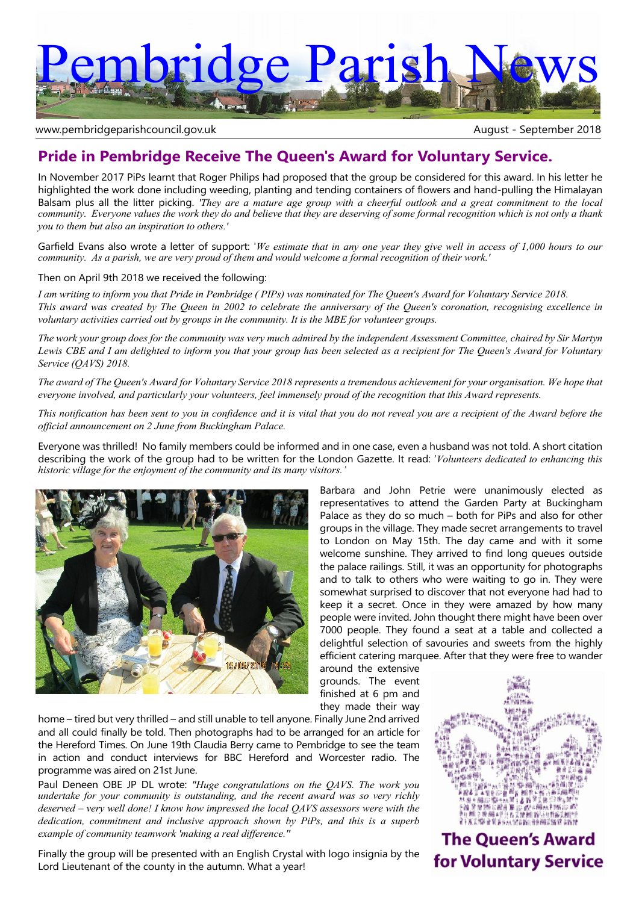# Pembridge Parish News

www.pembridgeparishcouncil.gov.uk August - September 2018

## Pride in Pembridge Receive The Queen's Award for Voluntary Service.

In November 2017 PiPs learnt that Roger Philips had proposed that the group be considered for this award. In his letter he highlighted the work done including weeding, planting and tending containers of flowers and hand-pulling the Himalayan Balsam plus all the litter picking. *'They are a mature age group with a cheerful outlook and a great commitment to the local community. Everyone values the work they do and believe that they are deserving of some formal recognition which is not only a thank you to them but also an inspiration to others.'*

Garfield Evans also wrote a letter of support: '*We estimate that in any one year they give well in access of 1,000 hours to our community. As a parish, we are very proud of them and would welcome a formal recognition of their work.'*

Then on April 9th 2018 we received the following:

*I am writing to inform you that Pride in Pembridge ( PIPs) was nominated for The Queen's Award for Voluntary Service 2018. This award was created by The Queen in 2002 to celebrate the anniversary of the Queen's coronation, recognising excellence in voluntary activities carried out by groups in the community. It is the MBE for volunteer groups.*

*The work your group does for the community was very much admired by the independent Assessment Committee, chaired by Sir Martyn Lewis CBE and I am delighted to inform you that your group has been selected as a recipient for The Queen's Award for Voluntary Service (QAVS) 2018.*

*The award of The Queen's Award for Voluntary Service 2018 represents a tremendous achievement for your organisation. We hope that everyone involved, and particularly your volunteers, feel immensely proud of the recognition that this Award represents.*

*This notification has been sent to you in confidence and it is vital that you do not reveal you are a recipient of the Award before the official announcement on 2 June from Buckingham Palace.*

Everyone was thrilled! No family members could be informed and in one case, even a husband was not told. A short citation describing the work of the group had to be written for the London Gazette. It read: *'Volunteers dedicated to enhancing this historic village for the enjoyment of the community and its many visitors.'*

Barbara and John Petrie were unanimously elected as representatives to attend the Garden Party at Buckingham Palace as they do so much – both for PiPs and also for other groups in the village. They made secret arrangements to travel to London on May 15th. The day came and with it some welcome sunshine. They arrived to find long queues outside the palace railings. Still, it was an opportunity for photographs and to talk to others who were waiting to go in. They were somewhat surprised to discover that not everyone had had to keep it a secret. Once in they were amazed by how many people were invited. John thought there might have been over 7000 people. They found a seat at a table and collected a delightful selection of savouries and sweets from the highly efficient catering marquee. After that they were free to wander around the extensive grounds. The event finished at 6 pm and they made their way home – tired but very thrilled – and still unable to tell anyone. Finally June 2nd arrived and all could finally be told. Then photographs had to be arranged for an article for the Hereford Times. On June 19th Claudia Berry came to Pembridge to see the team in action and conduct interviews for BBC Hereford and Worcester radio. The programme was aired on 21st June.

Paul Deneen OBE JP DL wrote: *"Huge congratulations on the QAVS. The work you undertake for your community is outstanding, and the recent award was so very richly deserved – very well done! I know how impressed the local QAVS assessors were with the dedication, commitment and inclusive approach shown by PiPs, and this is a superb example of community teamwork 'making a real difference."*

Finally the group will be presented with an English Crystal with logo insignia by the Lord Lieutenant of the county in the autumn. What a year!

**The Queen's Award for Voluntary Service**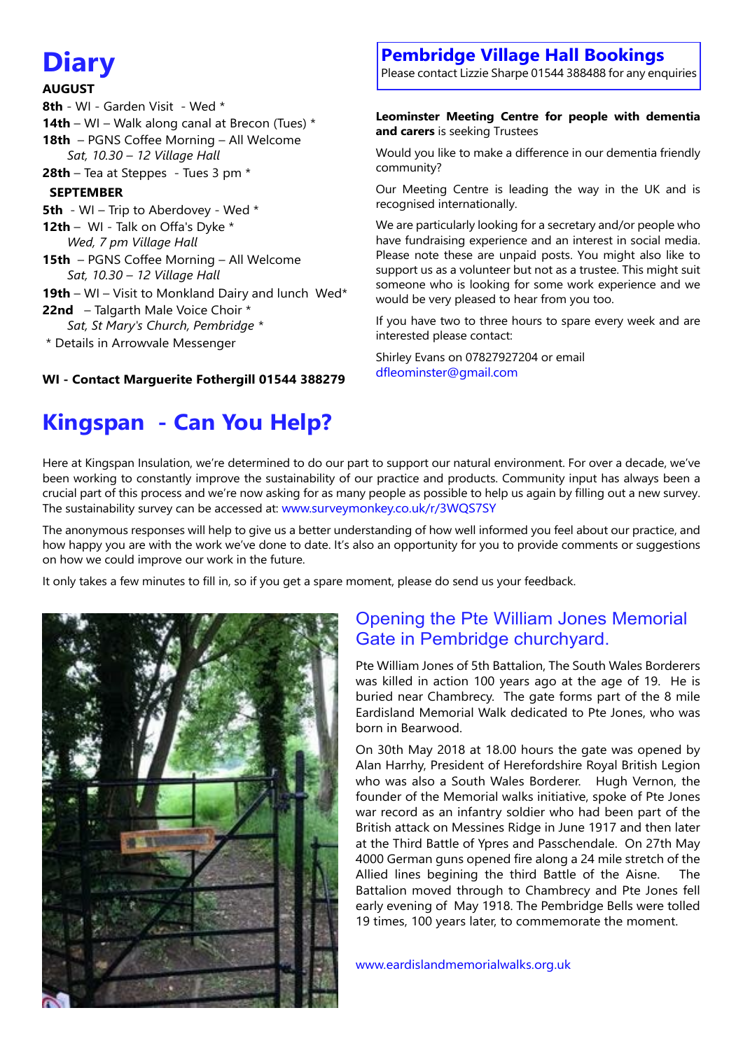# Diary

**AUGUST**

**8th** - WI - Garden Visit - Wed *

**14th** – WI – Walk along canal at Brecon (Tues) *

**18th** – PGNS Coffee Morning – All Welcome
*Sat, 10.30 – 12 Village Hall*

**28th** – Tea at Steppes - Tues 3 pm *

**SEPTEMBER**

**5th** - WI – Trip to Aberdovey - Wed *

**12th** – WI - Talk on Offa's Dyke *
*Wed, 7 pm Village Hall*

**15th** – PGNS Coffee Morning – All Welcome
*Sat, 10.30 – 12 Village Hall*

**19th** – WI – Visit to Monkland Dairy and lunch Wed*

**22nd** – Talgarth Male Voice Choir *
*Sat, St Mary's Church, Pembridge* *

* Details in Arrowvale Messenger

**WI - Contact Marguerite Fothergill 01544 388279**

## Pembridge Village Hall Bookings

Please contact Lizzie Sharpe 01544 388488 for any enquiries

**Leominster Meeting Centre for people with dementia and carers** is seeking Trustees

Would you like to make a difference in our dementia friendly community?

Our Meeting Centre is leading the way in the UK and is recognised internationally.

We are particularly looking for a secretary and/or people who have fundraising experience and an interest in social media. Please note these are unpaid posts. You might also like to support us as a volunteer but not as a trustee. This might suit someone who is looking for some work experience and we would be very pleased to hear from you too.

If you have two to three hours to spare every week and are interested please contact:

Shirley Evans on 07827927204 or email dfleominster@gmail.com

# Kingspan - Can You Help?

Here at Kingspan Insulation, we're determined to do our part to support our natural environment. For over a decade, we've been working to constantly improve the sustainability of our practice and products. Community input has always been a crucial part of this process and we're now asking for as many people as possible to help us again by filling out a new survey. The sustainability survey can be accessed at: www.surveymonkey.co.uk/r/3WQS7SY

The anonymous responses will help to give us a better understanding of how well informed you feel about our practice, and how happy you are with the work we've done to date. It's also an opportunity for you to provide comments or suggestions on how we could improve our work in the future.

It only takes a few minutes to fill in, so if you get a spare moment, please do send us your feedback.

## Opening the Pte William Jones Memorial Gate in Pembridge churchyard.

Pte William Jones of 5th Battalion, The South Wales Borderers was killed in action 100 years ago at the age of 19. He is buried near Chambrecy. The gate forms part of the 8 mile Eardisland Memorial Walk dedicated to Pte Jones, who was born in Bearwood.

On 30th May 2018 at 18.00 hours the gate was opened by Alan Harrhy, President of Herefordshire Royal British Legion who was also a South Wales Borderer. Hugh Vernon, the founder of the Memorial walks initiative, spoke of Pte Jones war record as an infantry soldier who had been part of the British attack on Messines Ridge in June 1917 and then later at the Third Battle of Ypres and Passchendale. On 27th May 4000 German guns opened fire along a 24 mile stretch of the Allied lines begining the third Battle of the Aisne. The Battalion moved through to Chambrecy and Pte Jones fell early evening of May 1918. The Pembridge Bells were tolled 19 times, 100 years later, to commemorate the moment.

www.eardislandmemorialwalks.org.uk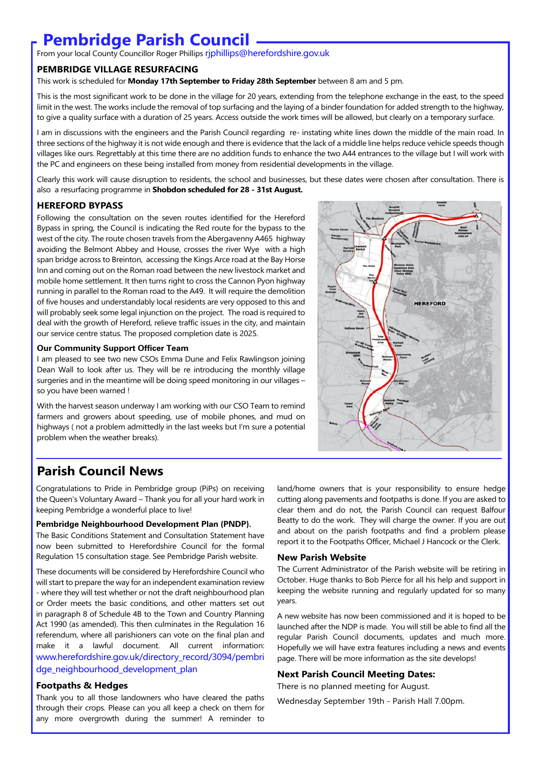# Pembridge Parish Council

From your local County Councillor Roger Phillips rjphillips@herefordshire.gov.uk

### PEMBRIDGE VILLAGE RESURFACING

This work is scheduled for **Monday 17th September to Friday 28th September** between 8 am and 5 pm.

This is the most significant work to be done in the village for 20 years, extending from the telephone exchange in the east, to the speed limit in the west. The works include the removal of top surfacing and the laying of a binder foundation for added strength to the highway, to give a quality surface with a duration of 25 years. Access outside the work times will be allowed, but clearly on a temporary surface.

I am in discussions with the engineers and the Parish Council regarding re- instating white lines down the middle of the main road. In three sections of the highway it is not wide enough and there is evidence that the lack of a middle line helps reduce vehicle speeds though villages like ours. Regrettably at this time there are no addition funds to enhance the two A44 entrances to the village but I will work with the PC and engineers on these being installed from money from residential developments in the village.

Clearly this work will cause disruption to residents, the school and businesses, but these dates were chosen after consultation. There is also a resurfacing programme in **Shobdon scheduled for 28 - 31st August.**

### HEREFORD BYPASS

Following the consultation on the seven routes identified for the Hereford Bypass in spring, the Council is indicating the Red route for the bypass to the west of the city. The route chosen travels from the Abergavenny A465 highway avoiding the Belmont Abbey and House, crosses the river Wye with a high span bridge across to Breinton, accessing the Kings Arce road at the Bay Horse Inn and coming out on the Roman road between the new livestock market and mobile home settlement. It then turns right to cross the Cannon Pyon highway running in parallel to the Roman road to the A49. It will require the demolition of five houses and understandably local residents are very opposed to this and will probably seek some legal injunction on the project. The road is required to deal with the growth of Hereford, relieve traffic issues in the city, and maintain our service centre status. The proposed completion date is 2025.

#### Our Community Support Officer Team

I am pleased to see two new CSOs Emma Dune and Felix Rawlingson joining Dean Wall to look after us. They will be re introducing the monthly village surgeries and in the meantime will be doing speed monitoring in our villages – so you have been warned !

With the harvest season underway I am working with our CSO Team to remind farmers and growers about speeding, use of mobile phones, and mud on highways ( not a problem admittedly in the last weeks but I'm sure a potential problem when the weather breaks).

## Parish Council News

Congratulations to Pride in Pembridge group (PiPs) on receiving the Queen's Voluntary Award – Thank you for all your hard work in keeping Pembridge a wonderful place to live!

#### Pembridge Neighbourhood Development Plan (PNDP).

The Basic Conditions Statement and Consultation Statement have now been submitted to Herefordshire Council for the formal Regulation 15 consultation stage. See Pembridge Parish website.

These documents will be considered by Herefordshire Council who will start to prepare the way for an independent examination review - where they will test whether or not the draft neighbourhood plan or Order meets the basic conditions, and other matters set out in paragraph 8 of Schedule 4B to the Town and Country Planning Act 1990 (as amended). This then culminates in the Regulation 16 referendum, where all parishioners can vote on the final plan and make it a lawful document. All current information: www.herefordshire.gov.uk/directory_record/3094/pembridge_neighbourhood_development_plan

#### Footpaths & Hedges

Thank you to all those landowners who have cleared the paths through their crops. Please can you all keep a check on them for any more overgrowth during the summer! A reminder to land/home owners that is your responsibility to ensure hedge cutting along pavements and footpaths is done. If you are asked to clear them and do not, the Parish Council can request Balfour Beatty to do the work. They will charge the owner. If you are out and about on the parish footpaths and find a problem please report it to the Footpaths Officer, Michael J Hancock or the Clerk.

#### New Parish Website

The Current Administrator of the Parish website will be retiring in October. Huge thanks to Bob Pierce for all his help and support in keeping the website running and regularly updated for so many years.

A new website has now been commissioned and it is hoped to be launched after the NDP is made. You will still be able to find all the regular Parish Council documents, updates and much more. Hopefully we will have extra features including a news and events page. There will be more information as the site develops!

#### Next Parish Council Meeting Dates:

There is no planned meeting for August.

Wednesday September 19th - Parish Hall 7.00pm.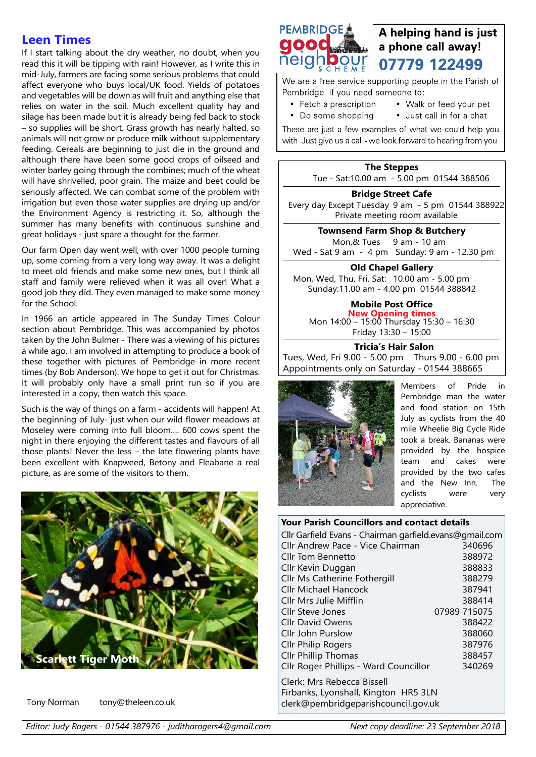## Leen Times

If I start talking about the dry weather, no doubt, when you read this it will be tipping with rain! However, as I write this in mid-July, farmers are facing some serious problems that could affect everyone who buys local/UK food. Yields of potatoes and vegetables will be down as will fruit and anything else that relies on water in the soil. Much excellent quality hay and silage has been made but it is already being fed back to stock – so supplies will be short. Grass growth has nearly halted, so animals will not grow or produce milk without supplementary feeding. Cereals are beginning to just die in the ground and although there have been some good crops of oilseed and winter barley going through the combines; much of the wheat will have shrivelled, poor grain. The maize and beet could be seriously affected. We can combat some of the problem with irrigation but even those water supplies are drying up and/or the Environment Agency is restricting it. So, although the summer has many benefits with continuous sunshine and great holidays - just spare a thought for the farmer.

Our farm Open day went well, with over 1000 people turning up, some coming from a very long way away. It was a delight to meet old friends and make some new ones, but I think all staff and family were relieved when it was all over! What a good job they did. They even managed to make some money for the School.

In 1966 an article appeared in The Sunday Times Colour section about Pembridge. This was accompanied by photos taken by the John Bulmer - There was a viewing of his pictures a while ago. I am involved in attempting to produce a book of these together with pictures of Pembridge in more recent times (by Bob Anderson). We hope to get it out for Christmas. It will probably only have a small print run so if you are interested in a copy, then watch this space.

Such is the way of things on a farm - accidents will happen! At the beginning of July- just when our wild flower meadows at Moseley were coming into full bloom…. 600 cows spent the night in there enjoying the different tastes and flavours of all those plants! Never the less – the late flowering plants have been excellent with Knapweed, Betony and Fleabane a real picture, as are some of the visitors to them.

Scarlett Tiger Moth

Tony Norman tony@theleen.co.uk

---

**PEMBRIDGE good neighbour SCHEME**

**A helping hand is just a phone call away!**
**07779 122499**

We are a free service supporting people in the Parish of Pembridge. If you need someone to:

- Fetch a prescription
- Walk or feed your pet
- Do some shopping
- Just call in for a chat

These are just a few examples of what we could help you with. Just give us a call - we look forward to hearing from you.

---

**The Steppes**
Tue - Sat:10.00 am - 5.00 pm 01544 388506

**Bridge Street Cafe**
Every day Except Tuesday 9 am - 5 pm 01544 388922
Private meeting room available

**Townsend Farm Shop & Butchery**
Mon,& Tues 9 am - 10 am
Wed - Sat 9 am - 4 pm Sunday: 9 am - 12.30 pm

**Old Chapel Gallery**
Mon, Wed, Thu, Fri, Sat: 10.00 am - 5.00 pm
Sunday:11.00 am - 4.00 pm 01544 388842

**Mobile Post Office**
**New Opening times**
Mon 14:00 – 15:00 Thursday 15:30 – 16:30
Friday 13:30 – 15:00

**Tricia's Hair Salon**
Tues, Wed, Fri 9.00 - 5.00 pm Thurs 9.00 - 6.00 pm
Appointments only on Saturday - 01544 388665

---

Members of Pride in Pembridge man the water and food station on 15th July as cyclists from the 40 mile Wheelie Big Cycle Ride took a break. Bananas were provided by the hospice team and cakes were provided by the two cafes and the New Inn. The cyclists were very appreciative.

---

**Your Parish Councillors and contact details**

| | |
|---|---|
| Cllr Garfield Evans - Chairman | garfield.evans@gmail.com |
| Cllr Andrew Pace - Vice Chairman | 340696 |
| Cllr Tom Bennetto | 388972 |
| Cllr Kevin Duggan | 388833 |
| Cllr Ms Catherine Fothergill | 388279 |
| Cllr Michael Hancock | 387941 |
| Cllr Mrs Julie Mifflin | 388414 |
| Cllr Steve Jones | 07989 715075 |
| Cllr David Owens | 388422 |
| Cllr John Purslow | 388060 |
| Cllr Philip Rogers | 387976 |
| Cllr Phillip Thomas | 388457 |
| Cllr Roger Phillips - Ward Councillor | 340269 |

Clerk: Mrs Rebecca Bissell
Firbanks, Lyonshall, Kington HR5 3LN
clerk@pembridgeparishcouncil.gov.uk

---

*Editor: Judy Rogers - 01544 387976 - juditharogers4@gmail.com* *Next copy deadline: 23 September 2018*